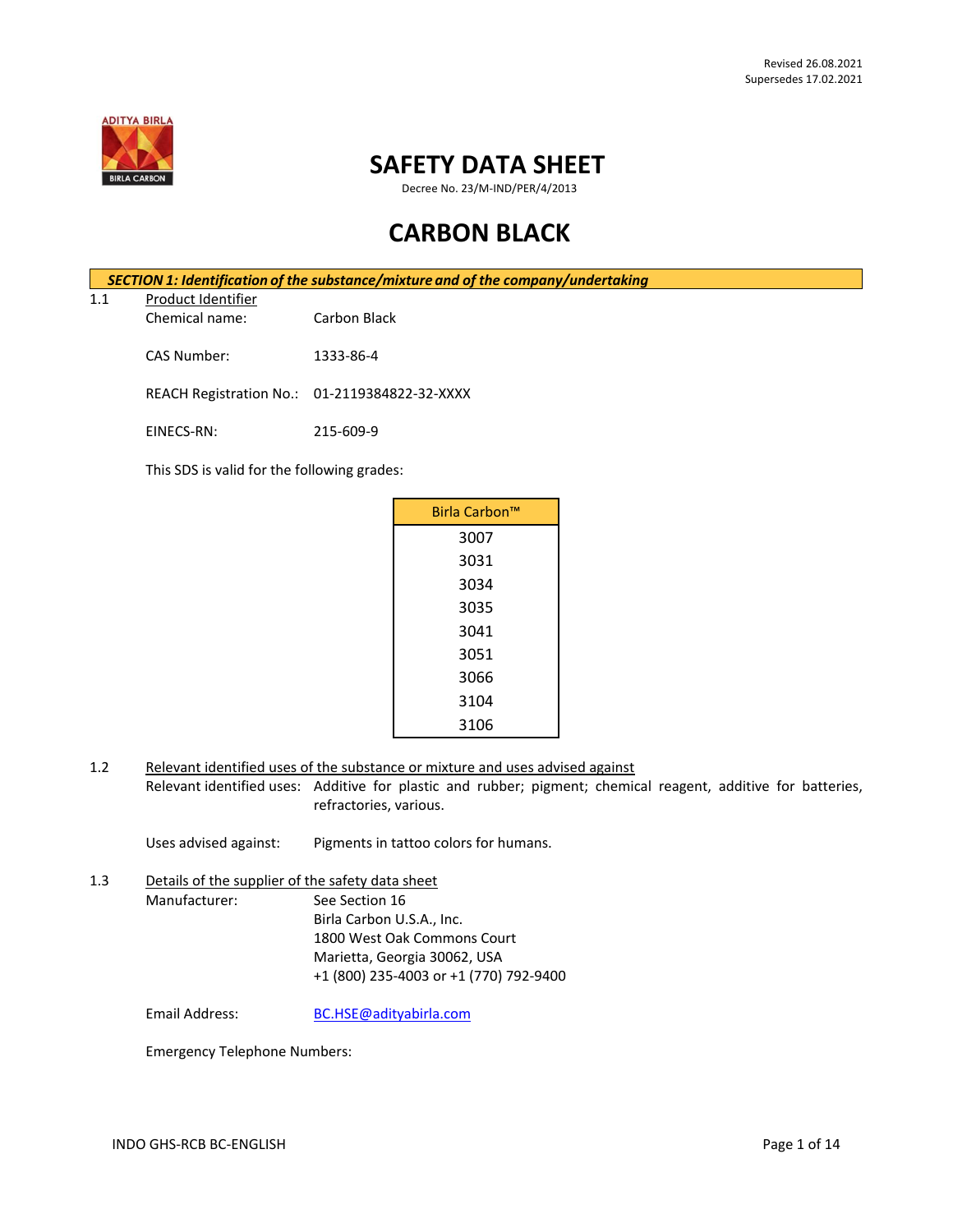Revised 26.08.2021
Supersedes 17.02.2021

# SAFETY DATA SHEET

Decree No. 23/M-IND/PER/4/2013

# CARBON BLACK

## *SECTION 1: Identification of the substance/mixture and of the company/undertaking*

1.1 Product Identifier

Chemical name: Carbon Black

CAS Number: 1333-86-4

REACH Registration No.: 01-2119384822-32-XXXX

EINECS-RN: 215-609-9

This SDS is valid for the following grades:

| Birla Carbon™ |
|---|
| 3007 |
| 3031 |
| 3034 |
| 3035 |
| 3041 |
| 3051 |
| 3066 |
| 3104 |
| 3106 |

1.2 Relevant identified uses of the substance or mixture and uses advised against

Relevant identified uses: Additive for plastic and rubber; pigment; chemical reagent, additive for batteries, refractories, various.

Uses advised against: Pigments in tattoo colors for humans.

1.3 Details of the supplier of the safety data sheet

Manufacturer: See Section 16
Birla Carbon U.S.A., Inc.
1800 West Oak Commons Court
Marietta, Georgia 30062, USA
+1 (800) 235-4003 or +1 (770) 792-9400

Email Address: BC.HSE@adityabirla.com

Emergency Telephone Numbers:

INDO GHS-RCB BC-ENGLISH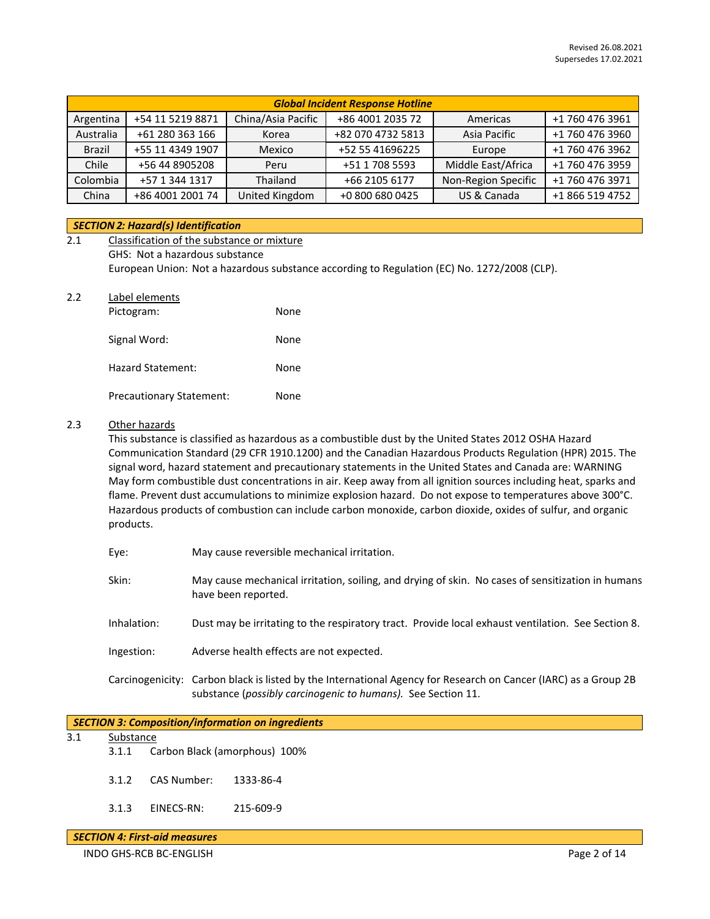Revised 26.08.2021
Supersedes 17.02.2021

| *Global Incident Response Hotline* | | | | | |
|---|---|---|---|---|---|
| Argentina | +54 11 5219 8871 | China/Asia Pacific | +86 4001 2035 72 | Americas | +1 760 476 3961 |
| Australia | +61 280 363 166 | Korea | +82 070 4732 5813 | Asia Pacific | +1 760 476 3960 |
| Brazil | +55 11 4349 1907 | Mexico | +52 55 41696225 | Europe | +1 760 476 3962 |
| Chile | +56 44 8905208 | Peru | +51 1 708 5593 | Middle East/Africa | +1 760 476 3959 |
| Colombia | +57 1 344 1317 | Thailand | +66 2105 6177 | Non-Region Specific | +1 760 476 3971 |
| China | +86 4001 2001 74 | United Kingdom | +0 800 680 0425 | US & Canada | +1 866 519 4752 |

## *SECTION 2: Hazard(s) Identification*

2.1 Classification of the substance or mixture

GHS: Not a hazardous substance

European Union: Not a hazardous substance according to Regulation (EC) No. 1272/2008 (CLP).

2.2 Label elements

Pictogram: None

Signal Word: None

Hazard Statement: None

Precautionary Statement: None

2.3 Other hazards

This substance is classified as hazardous as a combustible dust by the United States 2012 OSHA Hazard Communication Standard (29 CFR 1910.1200) and the Canadian Hazardous Products Regulation (HPR) 2015. The signal word, hazard statement and precautionary statements in the United States and Canada are: WARNING May form combustible dust concentrations in air. Keep away from all ignition sources including heat, sparks and flame. Prevent dust accumulations to minimize explosion hazard. Do not expose to temperatures above 300°C. Hazardous products of combustion can include carbon monoxide, carbon dioxide, oxides of sulfur, and organic products.

Eye: May cause reversible mechanical irritation.

Skin: May cause mechanical irritation, soiling, and drying of skin. No cases of sensitization in humans have been reported.

Inhalation: Dust may be irritating to the respiratory tract. Provide local exhaust ventilation. See Section 8.

Ingestion: Adverse health effects are not expected.

Carcinogenicity: Carbon black is listed by the International Agency for Research on Cancer (IARC) as a Group 2B substance (*possibly carcinogenic to humans).* See Section 11.

## *SECTION 3: Composition/information on ingredients*

3.1 Substance

3.1.1 Carbon Black (amorphous) 100%

3.1.2 CAS Number: 1333-86-4

3.1.3 EINECS-RN: 215-609-9

## *SECTION 4: First-aid measures*

INDO GHS-RCB BC-ENGLISH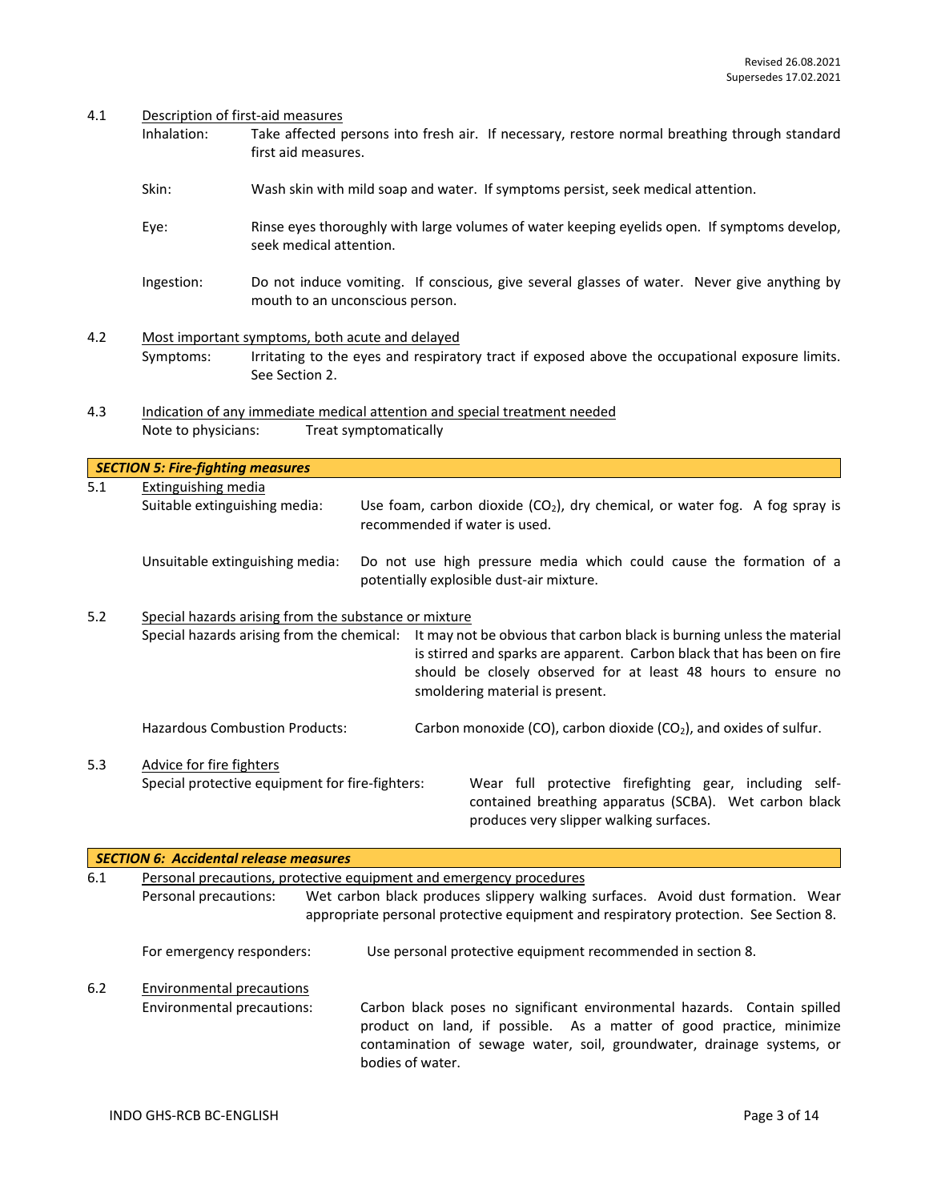4.1 Description of first-aid measures

Inhalation: Take affected persons into fresh air. If necessary, restore normal breathing through standard first aid measures.

Skin: Wash skin with mild soap and water. If symptoms persist, seek medical attention.

Eye: Rinse eyes thoroughly with large volumes of water keeping eyelids open. If symptoms develop, seek medical attention.

Ingestion: Do not induce vomiting. If conscious, give several glasses of water. Never give anything by mouth to an unconscious person.

4.2 Most important symptoms, both acute and delayed

Symptoms: Irritating to the eyes and respiratory tract if exposed above the occupational exposure limits. See Section 2.

4.3 Indication of any immediate medical attention and special treatment needed

Note to physicians: Treat symptomatically

## *SECTION 5: Fire-fighting measures*

5.1 Extinguishing media

Suitable extinguishing media: Use foam, carbon dioxide ($CO_2$), dry chemical, or water fog. A fog spray is recommended if water is used.

Unsuitable extinguishing media: Do not use high pressure media which could cause the formation of a potentially explosible dust-air mixture.

5.2 Special hazards arising from the substance or mixture

Special hazards arising from the chemical: It may not be obvious that carbon black is burning unless the material is stirred and sparks are apparent. Carbon black that has been on fire should be closely observed for at least 48 hours to ensure no smoldering material is present.

Hazardous Combustion Products: Carbon monoxide (CO), carbon dioxide ($CO_2$), and oxides of sulfur.

5.3 Advice for fire fighters

Special protective equipment for fire-fighters: Wear full protective firefighting gear, including self-contained breathing apparatus (SCBA). Wet carbon black produces very slipper walking surfaces.

## *SECTION 6: Accidental release measures*

6.1 Personal precautions, protective equipment and emergency procedures

Personal precautions: Wet carbon black produces slippery walking surfaces. Avoid dust formation. Wear appropriate personal protective equipment and respiratory protection. See Section 8.

For emergency responders: Use personal protective equipment recommended in section 8.

6.2 Environmental precautions

Environmental precautions: Carbon black poses no significant environmental hazards. Contain spilled product on land, if possible. As a matter of good practice, minimize contamination of sewage water, soil, groundwater, drainage systems, or bodies of water.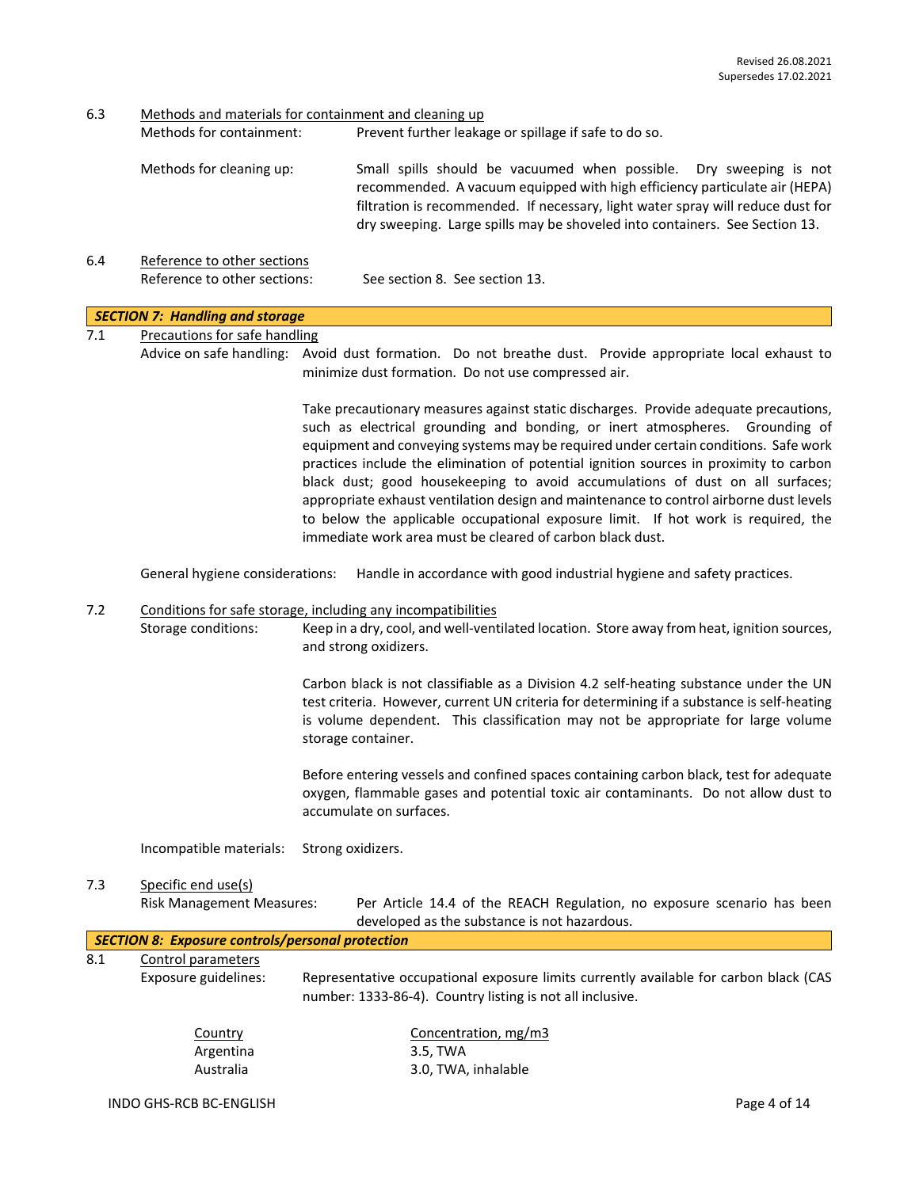Revised 26.08.2021
Supersedes 17.02.2021

6.3 Methods and materials for containment and cleaning up

Methods for containment: Prevent further leakage or spillage if safe to do so.

Methods for cleaning up: Small spills should be vacuumed when possible. Dry sweeping is not recommended. A vacuum equipped with high efficiency particulate air (HEPA) filtration is recommended. If necessary, light water spray will reduce dust for dry sweeping. Large spills may be shoveled into containers. See Section 13.

6.4 Reference to other sections

Reference to other sections: See section 8. See section 13.

## *SECTION 7: Handling and storage*

7.1 Precautions for safe handling

Advice on safe handling: Avoid dust formation. Do not breathe dust. Provide appropriate local exhaust to minimize dust formation. Do not use compressed air.

Take precautionary measures against static discharges. Provide adequate precautions, such as electrical grounding and bonding, or inert atmospheres. Grounding of equipment and conveying systems may be required under certain conditions. Safe work practices include the elimination of potential ignition sources in proximity to carbon black dust; good housekeeping to avoid accumulations of dust on all surfaces; appropriate exhaust ventilation design and maintenance to control airborne dust levels to below the applicable occupational exposure limit. If hot work is required, the immediate work area must be cleared of carbon black dust.

General hygiene considerations: Handle in accordance with good industrial hygiene and safety practices.

7.2 Conditions for safe storage, including any incompatibilities

Storage conditions: Keep in a dry, cool, and well-ventilated location. Store away from heat, ignition sources, and strong oxidizers.

Carbon black is not classifiable as a Division 4.2 self-heating substance under the UN test criteria. However, current UN criteria for determining if a substance is self-heating is volume dependent. This classification may not be appropriate for large volume storage container.

Before entering vessels and confined spaces containing carbon black, test for adequate oxygen, flammable gases and potential toxic air contaminants. Do not allow dust to accumulate on surfaces.

Incompatible materials: Strong oxidizers.

7.3 Specific end use(s)

Risk Management Measures: Per Article 14.4 of the REACH Regulation, no exposure scenario has been developed as the substance is not hazardous.

## *SECTION 8: Exposure controls/personal protection*

8.1 Control parameters

Exposure guidelines: Representative occupational exposure limits currently available for carbon black (CAS number: 1333-86-4). Country listing is not all inclusive.

| Country | Concentration, mg/m3 |
| --- | --- |
| Argentina | 3.5, TWA |
| Australia | 3.0, TWA, inhalable |

INDO GHS-RCB BC-ENGLISH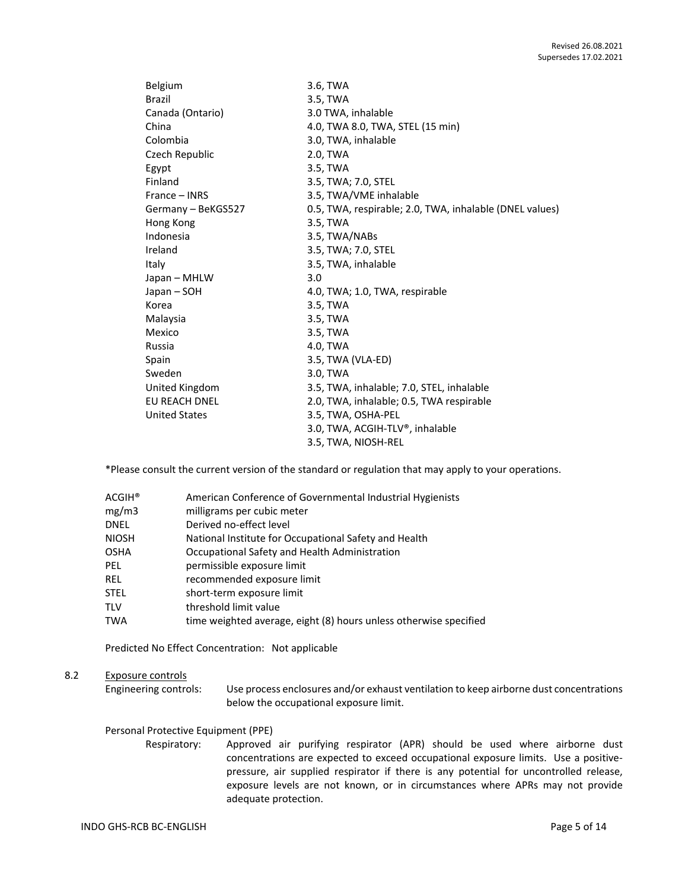| | |
|---|---|
| Belgium | 3.6, TWA |
| Brazil | 3.5, TWA |
| Canada (Ontario) | 3.0 TWA, inhalable |
| China | 4.0, TWA 8.0, TWA, STEL (15 min) |
| Colombia | 3.0, TWA, inhalable |
| Czech Republic | 2.0, TWA |
| Egypt | 3.5, TWA |
| Finland | 3.5, TWA; 7.0, STEL |
| France – INRS | 3.5, TWA/VME inhalable |
| Germany – BeKGS527 | 0.5, TWA, respirable; 2.0, TWA, inhalable (DNEL values) |
| Hong Kong | 3.5, TWA |
| Indonesia | 3.5, TWA/NABs |
| Ireland | 3.5, TWA; 7.0, STEL |
| Italy | 3.5, TWA, inhalable |
| Japan – MHLW | 3.0 |
| Japan – SOH | 4.0, TWA; 1.0, TWA, respirable |
| Korea | 3.5, TWA |
| Malaysia | 3.5, TWA |
| Mexico | 3.5, TWA |
| Russia | 4.0, TWA |
| Spain | 3.5, TWA (VLA-ED) |
| Sweden | 3.0, TWA |
| United Kingdom | 3.5, TWA, inhalable; 7.0, STEL, inhalable |
| EU REACH DNEL | 2.0, TWA, inhalable; 0.5, TWA respirable |
| United States | 3.5, TWA, OSHA-PEL<br>3.0, TWA, ACGIH-TLV®, inhalable<br>3.5, TWA, NIOSH-REL |

*Please consult the current version of the standard or regulation that may apply to your operations.

| | |
|---|---|
| ACGIH® | American Conference of Governmental Industrial Hygienists |
| mg/m3 | milligrams per cubic meter |
| DNEL | Derived no-effect level |
| NIOSH | National Institute for Occupational Safety and Health |
| OSHA | Occupational Safety and Health Administration |
| PEL | permissible exposure limit |
| REL | recommended exposure limit |
| STEL | short-term exposure limit |
| TLV | threshold limit value |
| TWA | time weighted average, eight (8) hours unless otherwise specified |

Predicted No Effect Concentration: Not applicable

8.2 Exposure controls

Engineering controls: Use process enclosures and/or exhaust ventilation to keep airborne dust concentrations below the occupational exposure limit.

Personal Protective Equipment (PPE)

Respiratory: Approved air purifying respirator (APR) should be used where airborne dust concentrations are expected to exceed occupational exposure limits. Use a positive-pressure, air supplied respirator if there is any potential for uncontrolled release, exposure levels are not known, or in circumstances where APRs may not provide adequate protection.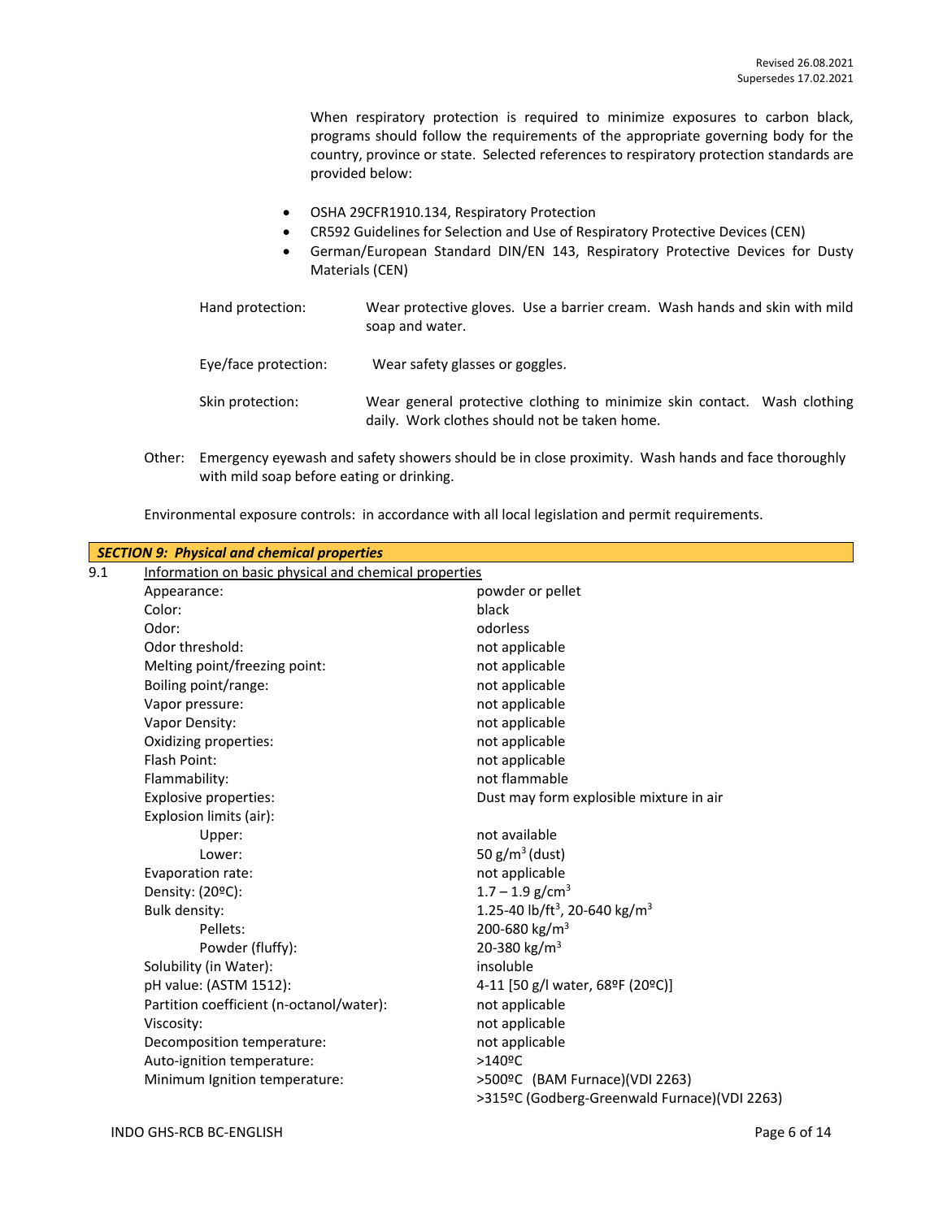When respiratory protection is required to minimize exposures to carbon black, programs should follow the requirements of the appropriate governing body for the country, province or state. Selected references to respiratory protection standards are provided below:

- OSHA 29CFR1910.134, Respiratory Protection
- CR592 Guidelines for Selection and Use of Respiratory Protective Devices (CEN)
- German/European Standard DIN/EN 143, Respiratory Protective Devices for Dusty Materials (CEN)

Hand protection: Wear protective gloves. Use a barrier cream. Wash hands and skin with mild soap and water.

Eye/face protection: Wear safety glasses or goggles.

Skin protection: Wear general protective clothing to minimize skin contact. Wash clothing daily. Work clothes should not be taken home.

Other: Emergency eyewash and safety showers should be in close proximity. Wash hands and face thoroughly with mild soap before eating or drinking.

Environmental exposure controls: in accordance with all local legislation and permit requirements.

## *SECTION 9: Physical and chemical properties*

9.1 Information on basic physical and chemical properties

| Property | Value |
|---|---|
| Appearance: | powder or pellet |
| Color: | black |
| Odor: | odorless |
| Odor threshold: | not applicable |
| Melting point/freezing point: | not applicable |
| Boiling point/range: | not applicable |
| Vapor pressure: | not applicable |
| Vapor Density: | not applicable |
| Oxidizing properties: | not applicable |
| Flash Point: | not applicable |
| Flammability: | not flammable |
| Explosive properties: | Dust may form explosible mixture in air |
| Explosion limits (air): | |
| Upper: | not available |
| Lower: | 50 $g/m^3$ (dust) |
| Evaporation rate: | not applicable |
| Density: (20ºC): | 1.7 – 1.9 $g/cm^3$ |
| Bulk density: | 1.25-40 $lb/ft^3$, 20-640 $kg/m^3$ |
| Pellets: | 200-680 $kg/m^3$ |
| Powder (fluffy): | 20-380 $kg/m^3$ |
| Solubility (in Water): | insoluble |
| pH value: (ASTM 1512): | 4-11 [50 g/l water, 68ºF (20ºC)] |
| Partition coefficient (n-octanol/water): | not applicable |
| Viscosity: | not applicable |
| Decomposition temperature: | not applicable |
| Auto-ignition temperature: | >140ºC |
| Minimum Ignition temperature: | >500ºC (BAM Furnace)(VDI 2263)<br>>315ºC (Godberg-Greenwald Furnace)(VDI 2263) |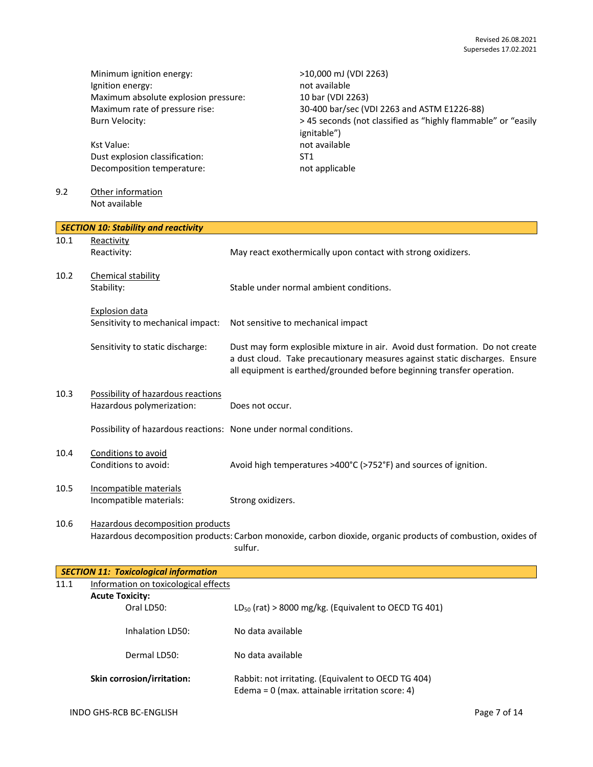Minimum ignition energy: >10,000 mJ (VDI 2263)
Ignition energy: not available
Maximum absolute explosion pressure: 10 bar (VDI 2263)
Maximum rate of pressure rise: 30-400 bar/sec (VDI 2263 and ASTM E1226-88)
Burn Velocity: > 45 seconds (not classified as "highly flammable" or "easily ignitable")

Kst Value: not available
Dust explosion classification: ST1
Decomposition temperature: not applicable

9.2 Other information
Not available

## SECTION 10: Stability and reactivity

10.1 Reactivity
Reactivity: May react exothermically upon contact with strong oxidizers.

10.2 Chemical stability
Stability: Stable under normal ambient conditions.

Explosion data
Sensitivity to mechanical impact: Not sensitive to mechanical impact

Sensitivity to static discharge: Dust may form explosible mixture in air. Avoid dust formation. Do not create a dust cloud. Take precautionary measures against static discharges. Ensure all equipment is earthed/grounded before beginning transfer operation.

10.3 Possibility of hazardous reactions
Hazardous polymerization: Does not occur.

Possibility of hazardous reactions: None under normal conditions.

10.4 Conditions to avoid
Conditions to avoid: Avoid high temperatures >400°C (>752°F) and sources of ignition.

10.5 Incompatible materials
Incompatible materials: Strong oxidizers.

10.6 Hazardous decomposition products
Hazardous decomposition products: Carbon monoxide, carbon dioxide, organic products of combustion, oxides of sulfur.

## SECTION 11: Toxicological information

11.1 Information on toxicological effects

**Acute Toxicity:**

Oral LD50: $LD_{50}$ (rat) > 8000 mg/kg. (Equivalent to OECD TG 401)

Inhalation LD50: No data available

Dermal LD50: No data available

**Skin corrosion/irritation:** Rabbit: not irritating. (Equivalent to OECD TG 404)
Edema = 0 (max. attainable irritation score: 4)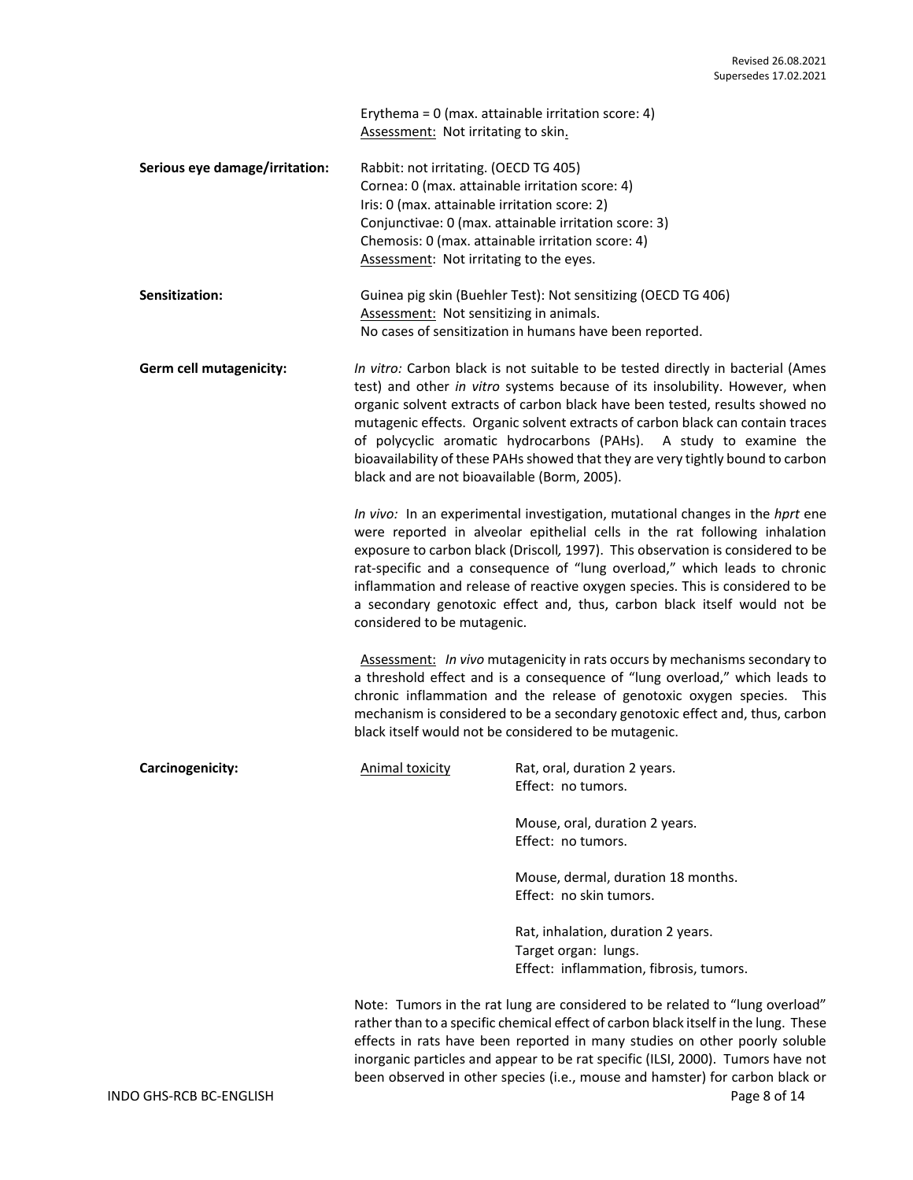Erythema = 0 (max. attainable irritation score: 4)
Assessment: Not irritating to skin.

**Serious eye damage/irritation:** Rabbit: not irritating. (OECD TG 405)
Cornea: 0 (max. attainable irritation score: 4)
Iris: 0 (max. attainable irritation score: 2)
Conjunctivae: 0 (max. attainable irritation score: 3)
Chemosis: 0 (max. attainable irritation score: 4)
Assessment: Not irritating to the eyes.

**Sensitization:** Guinea pig skin (Buehler Test): Not sensitizing (OECD TG 406)
Assessment: Not sensitizing in animals.
No cases of sensitization in humans have been reported.

**Germ cell mutagenicity:** *In vitro:* Carbon black is not suitable to be tested directly in bacterial (Ames test) and other *in vitro* systems because of its insolubility. However, when organic solvent extracts of carbon black have been tested, results showed no mutagenic effects. Organic solvent extracts of carbon black can contain traces of polycyclic aromatic hydrocarbons (PAHs). A study to examine the bioavailability of these PAHs showed that they are very tightly bound to carbon black and are not bioavailable (Borm, 2005).

*In vivo:* In an experimental investigation, mutational changes in the *hprt* ene were reported in alveolar epithelial cells in the rat following inhalation exposure to carbon black (Driscoll, 1997). This observation is considered to be rat-specific and a consequence of "lung overload," which leads to chronic inflammation and release of reactive oxygen species. This is considered to be a secondary genotoxic effect and, thus, carbon black itself would not be considered to be mutagenic.

Assessment: *In vivo* mutagenicity in rats occurs by mechanisms secondary to a threshold effect and is a consequence of "lung overload," which leads to chronic inflammation and the release of genotoxic oxygen species. This mechanism is considered to be a secondary genotoxic effect and, thus, carbon black itself would not be considered to be mutagenic.

**Carcinogenicity:** Animal toxicity

Rat, oral, duration 2 years.
Effect: no tumors.

Mouse, oral, duration 2 years.
Effect: no tumors.

Mouse, dermal, duration 18 months.
Effect: no skin tumors.

Rat, inhalation, duration 2 years.
Target organ: lungs.
Effect: inflammation, fibrosis, tumors.

Note: Tumors in the rat lung are considered to be related to "lung overload" rather than to a specific chemical effect of carbon black itself in the lung. These effects in rats have been reported in many studies on other poorly soluble inorganic particles and appear to be rat specific (ILSI, 2000). Tumors have not been observed in other species (i.e., mouse and hamster) for carbon black or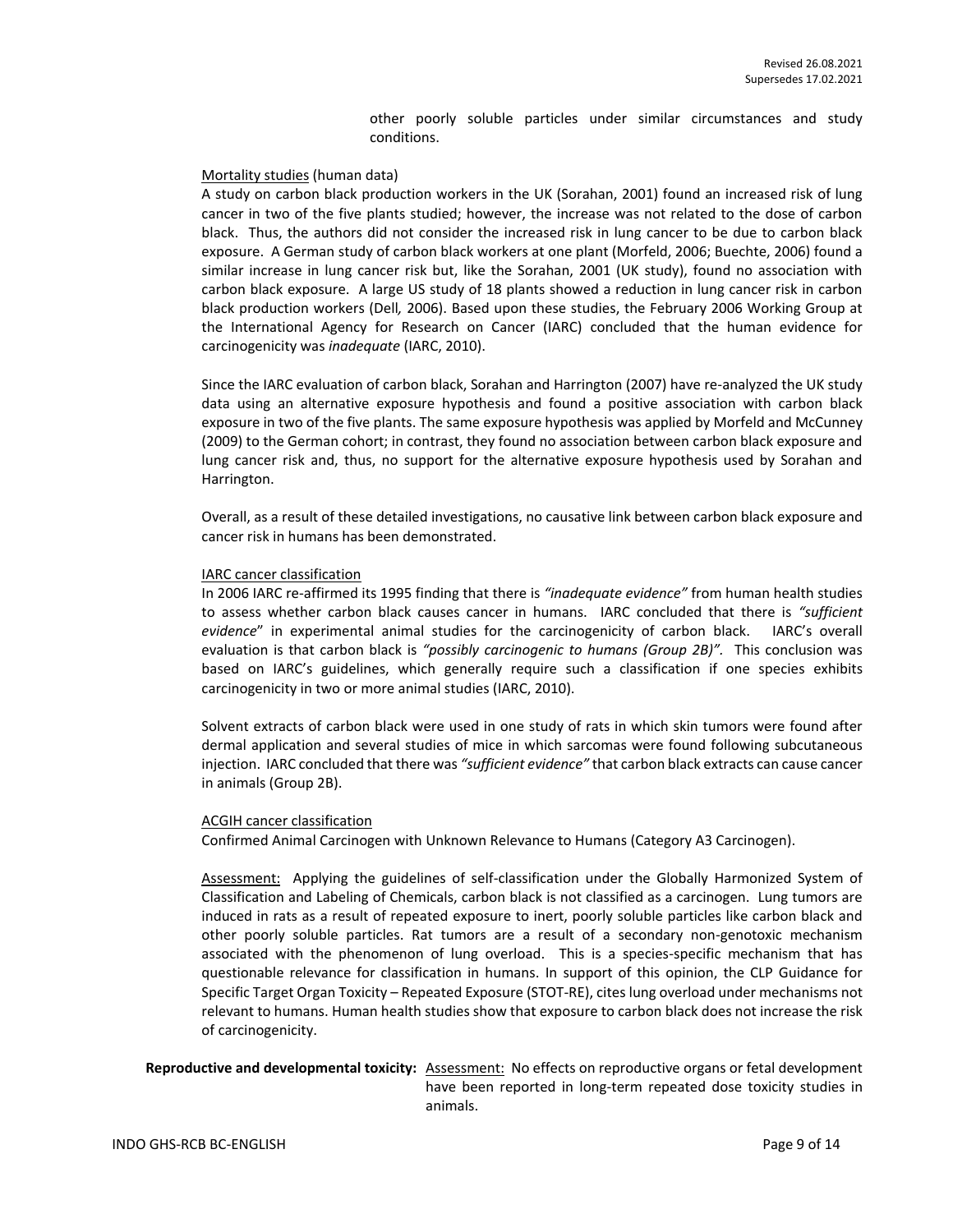other poorly soluble particles under similar circumstances and study conditions.

Mortality studies (human data)

A study on carbon black production workers in the UK (Sorahan, 2001) found an increased risk of lung cancer in two of the five plants studied; however, the increase was not related to the dose of carbon black. Thus, the authors did not consider the increased risk in lung cancer to be due to carbon black exposure. A German study of carbon black workers at one plant (Morfeld, 2006; Buechte, 2006) found a similar increase in lung cancer risk but, like the Sorahan, 2001 (UK study), found no association with carbon black exposure. A large US study of 18 plants showed a reduction in lung cancer risk in carbon black production workers (Dell*,* 2006). Based upon these studies, the February 2006 Working Group at the International Agency for Research on Cancer (IARC) concluded that the human evidence for carcinogenicity was *inadequate* (IARC, 2010).

Since the IARC evaluation of carbon black, Sorahan and Harrington (2007) have re-analyzed the UK study data using an alternative exposure hypothesis and found a positive association with carbon black exposure in two of the five plants. The same exposure hypothesis was applied by Morfeld and McCunney (2009) to the German cohort; in contrast, they found no association between carbon black exposure and lung cancer risk and, thus, no support for the alternative exposure hypothesis used by Sorahan and Harrington.

Overall, as a result of these detailed investigations, no causative link between carbon black exposure and cancer risk in humans has been demonstrated.

IARC cancer classification

In 2006 IARC re-affirmed its 1995 finding that there is *"inadequate evidence"* from human health studies to assess whether carbon black causes cancer in humans. IARC concluded that there is *"sufficient evidence*" in experimental animal studies for the carcinogenicity of carbon black. IARC's overall evaluation is that carbon black is *"possibly carcinogenic to humans (Group 2B)"*. This conclusion was based on IARC's guidelines, which generally require such a classification if one species exhibits carcinogenicity in two or more animal studies (IARC, 2010).

Solvent extracts of carbon black were used in one study of rats in which skin tumors were found after dermal application and several studies of mice in which sarcomas were found following subcutaneous injection. IARC concluded that there was *"sufficient evidence"* that carbon black extracts can cause cancer in animals (Group 2B).

ACGIH cancer classification

Confirmed Animal Carcinogen with Unknown Relevance to Humans (Category A3 Carcinogen).

Assessment: Applying the guidelines of self-classification under the Globally Harmonized System of Classification and Labeling of Chemicals, carbon black is not classified as a carcinogen. Lung tumors are induced in rats as a result of repeated exposure to inert, poorly soluble particles like carbon black and other poorly soluble particles. Rat tumors are a result of a secondary non-genotoxic mechanism associated with the phenomenon of lung overload. This is a species-specific mechanism that has questionable relevance for classification in humans. In support of this opinion, the CLP Guidance for Specific Target Organ Toxicity – Repeated Exposure (STOT-RE), cites lung overload under mechanisms not relevant to humans. Human health studies show that exposure to carbon black does not increase the risk of carcinogenicity.

**Reproductive and developmental toxicity:** Assessment: No effects on reproductive organs or fetal development have been reported in long-term repeated dose toxicity studies in animals.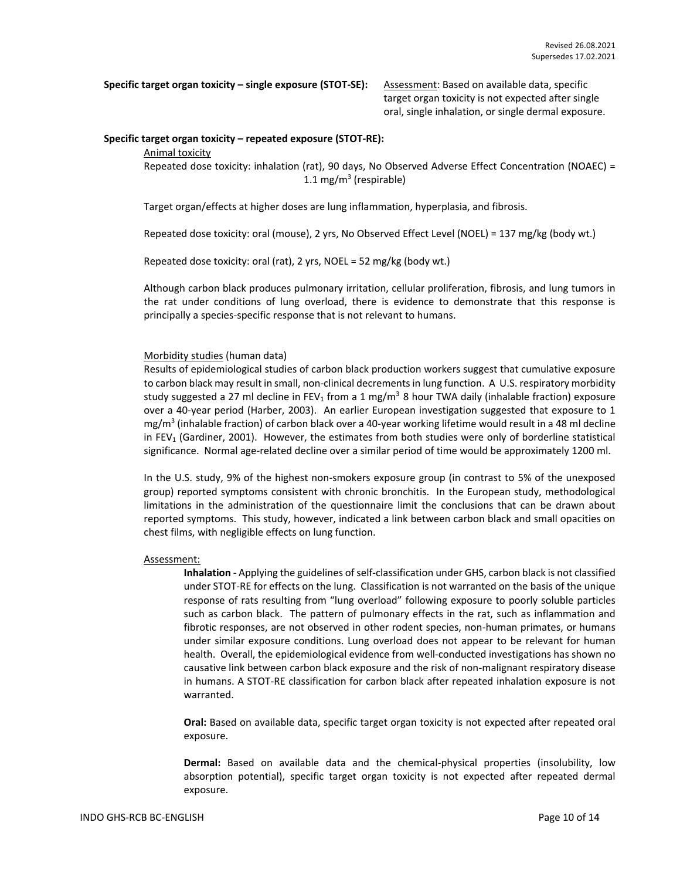**Specific target organ toxicity – single exposure (STOT-SE):** Assessment: Based on available data, specific target organ toxicity is not expected after single oral, single inhalation, or single dermal exposure.

**Specific target organ toxicity – repeated exposure (STOT-RE):**

Animal toxicity

Repeated dose toxicity: inhalation (rat), 90 days, No Observed Adverse Effect Concentration (NOAEC) = 1.1 $mg/m^3$ (respirable)

Target organ/effects at higher doses are lung inflammation, hyperplasia, and fibrosis.

Repeated dose toxicity: oral (mouse), 2 yrs, No Observed Effect Level (NOEL) = 137 mg/kg (body wt.)

Repeated dose toxicity: oral (rat), 2 yrs, NOEL = 52 mg/kg (body wt.)

Although carbon black produces pulmonary irritation, cellular proliferation, fibrosis, and lung tumors in the rat under conditions of lung overload, there is evidence to demonstrate that this response is principally a species-specific response that is not relevant to humans.

Morbidity studies (human data)

Results of epidemiological studies of carbon black production workers suggest that cumulative exposure to carbon black may result in small, non-clinical decrements in lung function. A U.S. respiratory morbidity study suggested a 27 ml decline in $FEV_1$ from a 1 $mg/m^3$ 8 hour TWA daily (inhalable fraction) exposure over a 40-year period (Harber, 2003). An earlier European investigation suggested that exposure to 1 $mg/m^3$ (inhalable fraction) of carbon black over a 40-year working lifetime would result in a 48 ml decline in $FEV_1$ (Gardiner, 2001). However, the estimates from both studies were only of borderline statistical significance. Normal age-related decline over a similar period of time would be approximately 1200 ml.

In the U.S. study, 9% of the highest non-smokers exposure group (in contrast to 5% of the unexposed group) reported symptoms consistent with chronic bronchitis. In the European study, methodological limitations in the administration of the questionnaire limit the conclusions that can be drawn about reported symptoms. This study, however, indicated a link between carbon black and small opacities on chest films, with negligible effects on lung function.

Assessment:

**Inhalation** - Applying the guidelines of self-classification under GHS, carbon black is not classified under STOT-RE for effects on the lung. Classification is not warranted on the basis of the unique response of rats resulting from "lung overload" following exposure to poorly soluble particles such as carbon black. The pattern of pulmonary effects in the rat, such as inflammation and fibrotic responses, are not observed in other rodent species, non-human primates, or humans under similar exposure conditions. Lung overload does not appear to be relevant for human health. Overall, the epidemiological evidence from well-conducted investigations has shown no causative link between carbon black exposure and the risk of non-malignant respiratory disease in humans. A STOT-RE classification for carbon black after repeated inhalation exposure is not warranted.

**Oral:** Based on available data, specific target organ toxicity is not expected after repeated oral exposure.

**Dermal:** Based on available data and the chemical-physical properties (insolubility, low absorption potential), specific target organ toxicity is not expected after repeated dermal exposure.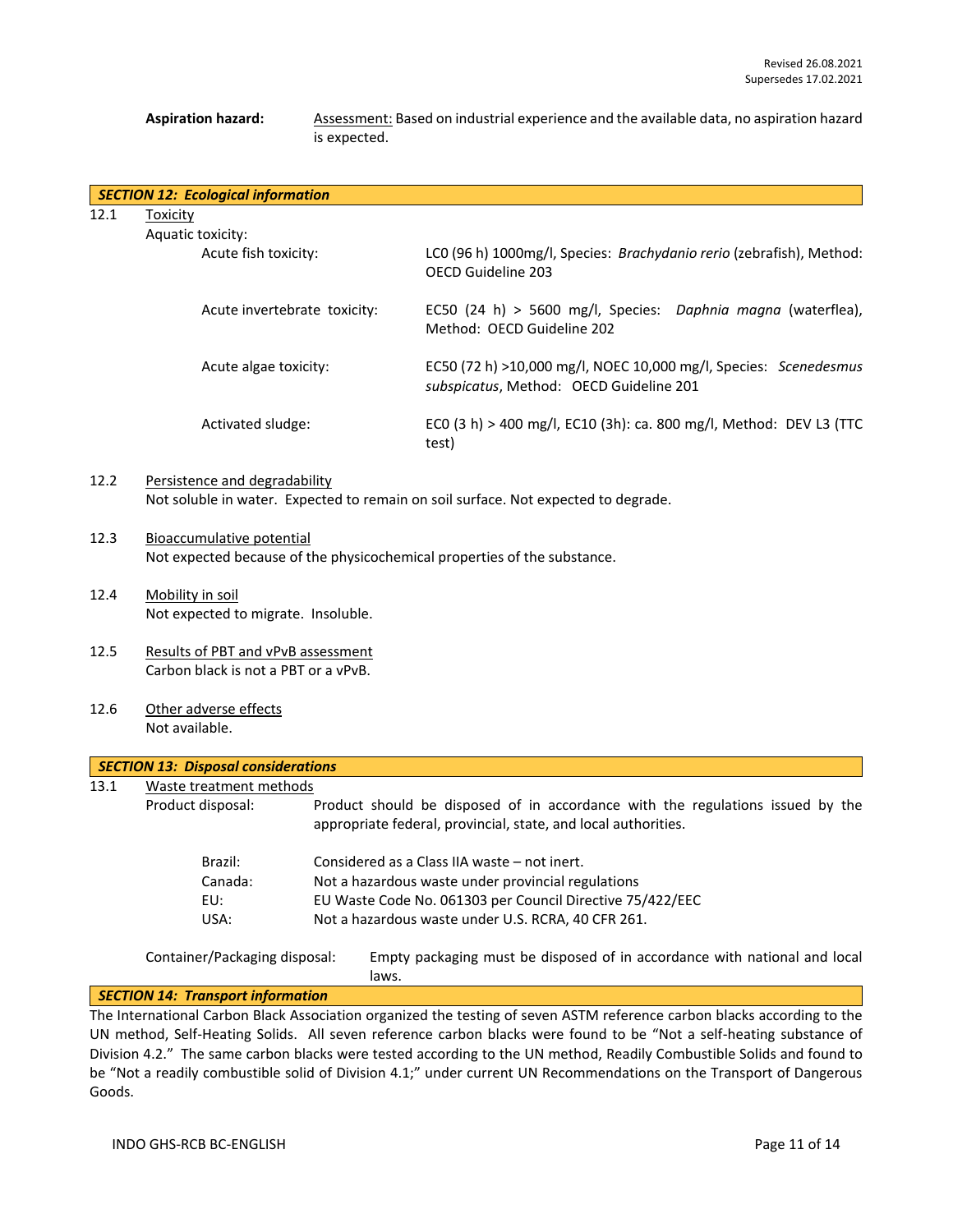Revised 26.08.2021
Supersedes 17.02.2021

**Aspiration hazard:** Assessment: Based on industrial experience and the available data, no aspiration hazard is expected.

## SECTION 12: Ecological information

12.1 Toxicity

Aquatic toxicity:

| | |
|---|---|
| Acute fish toxicity: | LC0 (96 h) 1000mg/l, Species: *Brachydanio rerio* (zebrafish), Method: OECD Guideline 203 |
| Acute invertebrate toxicity: | EC50 (24 h) > 5600 mg/l, Species: *Daphnia magna* (waterflea), Method: OECD Guideline 202 |
| Acute algae toxicity: | EC50 (72 h) >10,000 mg/l, NOEC 10,000 mg/l, Species: *Scenedesmus subspicatus*, Method: OECD Guideline 201 |
| Activated sludge: | EC0 (3 h) > 400 mg/l, EC10 (3h): ca. 800 mg/l, Method: DEV L3 (TTC test) |

12.2 Persistence and degradability
Not soluble in water. Expected to remain on soil surface. Not expected to degrade.

12.3 Bioaccumulative potential
Not expected because of the physicochemical properties of the substance.

12.4 Mobility in soil
Not expected to migrate. Insoluble.

12.5 Results of PBT and vPvB assessment
Carbon black is not a PBT or a vPvB.

12.6 Other adverse effects
Not available.

## SECTION 13: Disposal considerations

13.1 Waste treatment methods

Product disposal: Product should be disposed of in accordance with the regulations issued by the appropriate federal, provincial, state, and local authorities.

| | |
|---|---|
| Brazil: | Considered as a Class IIA waste – not inert. |
| Canada: | Not a hazardous waste under provincial regulations |
| EU: | EU Waste Code No. 061303 per Council Directive 75/422/EEC |
| USA: | Not a hazardous waste under U.S. RCRA, 40 CFR 261. |

Container/Packaging disposal: Empty packaging must be disposed of in accordance with national and local laws.

## SECTION 14: Transport information

The International Carbon Black Association organized the testing of seven ASTM reference carbon blacks according to the UN method, Self-Heating Solids. All seven reference carbon blacks were found to be "Not a self-heating substance of Division 4.2." The same carbon blacks were tested according to the UN method, Readily Combustible Solids and found to be "Not a readily combustible solid of Division 4.1;" under current UN Recommendations on the Transport of Dangerous Goods.

INDO GHS-RCB BC-ENGLISH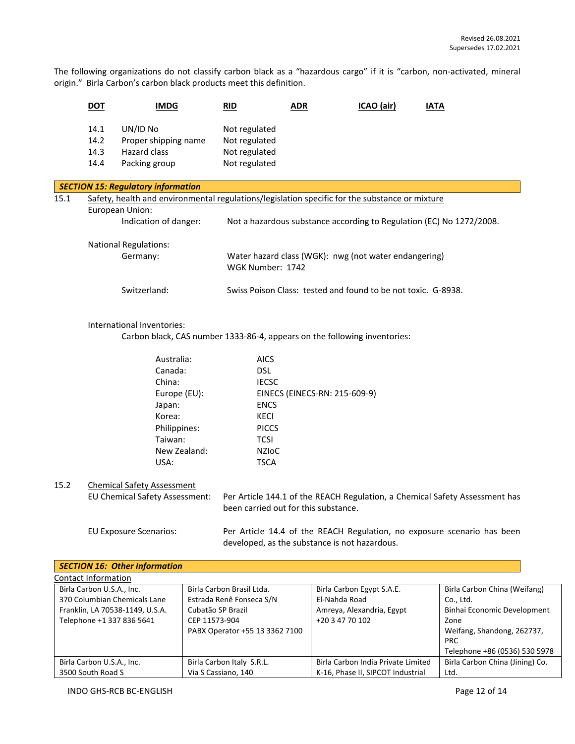Revised 26.08.2021
Supersedes 17.02.2021

The following organizations do not classify carbon black as a "hazardous cargo" if it is "carbon, non-activated, mineral origin." Birla Carbon's carbon black products meet this definition.

**DOT** **IMDG** **RID** **ADR** **ICAO (air)** **IATA**

| | | |
|---|---|---|
| 14.1 | UN/ID No | Not regulated |
| 14.2 | Proper shipping name | Not regulated |
| 14.3 | Hazard class | Not regulated |
| 14.4 | Packing group | Not regulated |

## *SECTION 15: Regulatory information*

15.1 Safety, health and environmental regulations/legislation specific for the substance or mixture

European Union:

Indication of danger: Not a hazardous substance according to Regulation (EC) No 1272/2008.

National Regulations:

Germany: Water hazard class (WGK): nwg (not water endangering)
WGK Number: 1742

Switzerland: Swiss Poison Class: tested and found to be not toxic. G-8938.

International Inventories:

Carbon black, CAS number 1333-86-4, appears on the following inventories:

| | |
|---|---|
| Australia: | AICS |
| Canada: | DSL |
| China: | IECSC |
| Europe (EU): | EINECS (EINECS-RN: 215-609-9) |
| Japan: | ENCS |
| Korea: | KECI |
| Philippines: | PICCS |
| Taiwan: | TCSI |
| New Zealand: | NZIoC |
| USA: | TSCA |

15.2 Chemical Safety Assessment

EU Chemical Safety Assessment: Per Article 144.1 of the REACH Regulation, a Chemical Safety Assessment has been carried out for this substance.

EU Exposure Scenarios: Per Article 14.4 of the REACH Regulation, no exposure scenario has been developed, as the substance is not hazardous.

## *SECTION 16: Other Information*

Contact Information

| | | | |
|---|---|---|---|
| Birla Carbon U.S.A., Inc.<br>370 Columbian Chemicals Lane<br>Franklin, LA 70538-1149, U.S.A.<br>Telephone +1 337 836 5641 | Birla Carbon Brasil Ltda.<br>Estrada Renê Fonseca S/N<br>Cubatão SP Brazil<br>CEP 11573-904<br>PABX Operator +55 13 3362 7100 | Birla Carbon Egypt S.A.E.<br>El-Nahda Road<br>Amreya, Alexandria, Egypt<br>+20 3 47 70 102 | Birla Carbon China (Weifang) Co., Ltd.<br>Binhai Economic Development Zone<br>Weifang, Shandong, 262737, PRC<br>Telephone +86 (0536) 530 5978 |
| Birla Carbon U.S.A., Inc.<br>3500 South Road S | Birla Carbon Italy S.R.L.<br>Via S Cassiano, 140 | Birla Carbon India Private Limited<br>K-16, Phase II, SIPCOT Industrial | Birla Carbon China (Jining) Co. Ltd. |

INDO GHS-RCB BC-ENGLISH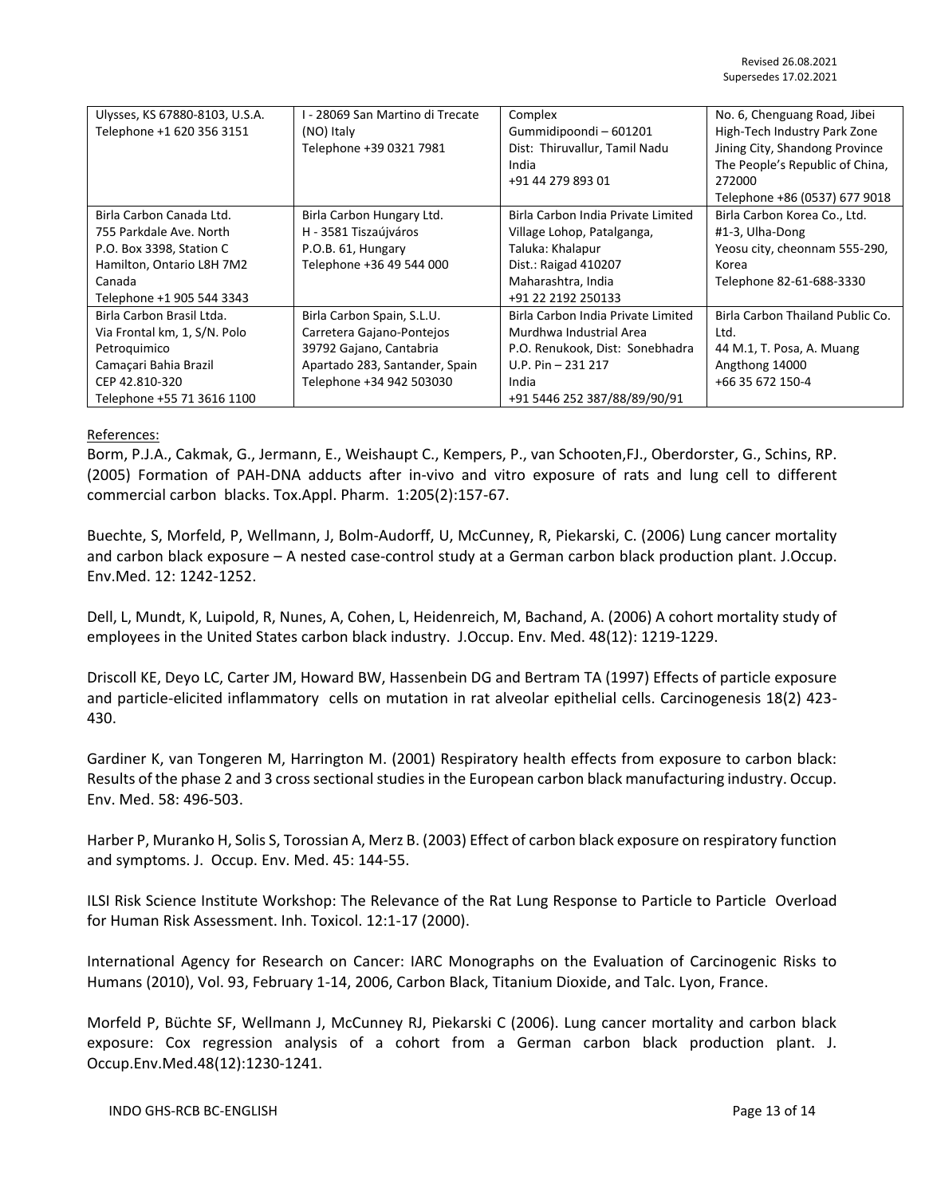Revised 26.08.2021
Supersedes 17.02.2021

| Ulysses, KS 67880-8103, U.S.A.<br>Telephone +1 620 356 3151 | I - 28069 San Martino di Trecate<br>(NO) Italy<br>Telephone +39 0321 7981 | Complex<br>Gummidipoondi – 601201<br>Dist: Thiruvallur, Tamil Nadu<br>India<br>+91 44 279 893 01 | No. 6, Chenguang Road, Jibei<br>High-Tech Industry Park Zone<br>Jining City, Shandong Province<br>The People's Republic of China,<br>272000<br>Telephone +86 (0537) 677 9018 |
|---|---|---|---|
| Birla Carbon Canada Ltd.<br>755 Parkdale Ave. North<br>P.O. Box 3398, Station C<br>Hamilton, Ontario L8H 7M2<br>Canada<br>Telephone +1 905 544 3343 | Birla Carbon Hungary Ltd.<br>H - 3581 Tiszaújváros<br>P.O.B. 61, Hungary<br>Telephone +36 49 544 000 | Birla Carbon India Private Limited<br>Village Lohop, Patalganga,<br>Taluka: Khalapur<br>Dist.: Raigad 410207<br>Maharashtra, India<br>+91 22 2192 250133 | Birla Carbon Korea Co., Ltd.<br>#1-3, Ulha-Dong<br>Yeosu city, cheonnam 555-290,<br>Korea<br>Telephone 82-61-688-3330 |
| Birla Carbon Brasil Ltda.<br>Via Frontal km, 1, S/N. Polo<br>Petroquimico<br>Camaçari Bahia Brazil<br>CEP 42.810-320<br>Telephone +55 71 3616 1100 | Birla Carbon Spain, S.L.U.<br>Carretera Gajano-Pontejos<br>39792 Gajano, Cantabria<br>Apartado 283, Santander, Spain<br>Telephone +34 942 503030 | Birla Carbon India Private Limited<br>Murdhwa Industrial Area<br>P.O. Renukook, Dist: Sonebhadra<br>U.P. Pin – 231 217<br>India<br>+91 5446 252 387/88/89/90/91 | Birla Carbon Thailand Public Co.<br>Ltd.<br>44 M.1, T. Posa, A. Muang<br>Angthong 14000<br>+66 35 672 150-4 |

References:

Borm, P.J.A., Cakmak, G., Jermann, E., Weishaupt C., Kempers, P., van Schooten,FJ., Oberdorster, G., Schins, RP. (2005) Formation of PAH-DNA adducts after in-vivo and vitro exposure of rats and lung cell to different commercial carbon blacks. Tox.Appl. Pharm. 1:205(2):157-67.

Buechte, S, Morfeld, P, Wellmann, J, Bolm-Audorff, U, McCunney, R, Piekarski, C. (2006) Lung cancer mortality and carbon black exposure – A nested case-control study at a German carbon black production plant. J.Occup. Env.Med. 12: 1242-1252.

Dell, L, Mundt, K, Luipold, R, Nunes, A, Cohen, L, Heidenreich, M, Bachand, A. (2006) A cohort mortality study of employees in the United States carbon black industry. J.Occup. Env. Med. 48(12): 1219-1229.

Driscoll KE, Deyo LC, Carter JM, Howard BW, Hassenbein DG and Bertram TA (1997) Effects of particle exposure and particle-elicited inflammatory cells on mutation in rat alveolar epithelial cells. Carcinogenesis 18(2) 423-430.

Gardiner K, van Tongeren M, Harrington M. (2001) Respiratory health effects from exposure to carbon black: Results of the phase 2 and 3 cross sectional studies in the European carbon black manufacturing industry. Occup. Env. Med. 58: 496-503.

Harber P, Muranko H, Solis S, Torossian A, Merz B. (2003) Effect of carbon black exposure on respiratory function and symptoms. J. Occup. Env. Med. 45: 144-55.

ILSI Risk Science Institute Workshop: The Relevance of the Rat Lung Response to Particle to Particle Overload for Human Risk Assessment. Inh. Toxicol. 12:1-17 (2000).

International Agency for Research on Cancer: IARC Monographs on the Evaluation of Carcinogenic Risks to Humans (2010), Vol. 93, February 1-14, 2006, Carbon Black, Titanium Dioxide, and Talc. Lyon, France.

Morfeld P, Büchte SF, Wellmann J, McCunney RJ, Piekarski C (2006). Lung cancer mortality and carbon black exposure: Cox regression analysis of a cohort from a German carbon black production plant. J. Occup.Env.Med.48(12):1230-1241.

INDO GHS-RCB BC-ENGLISH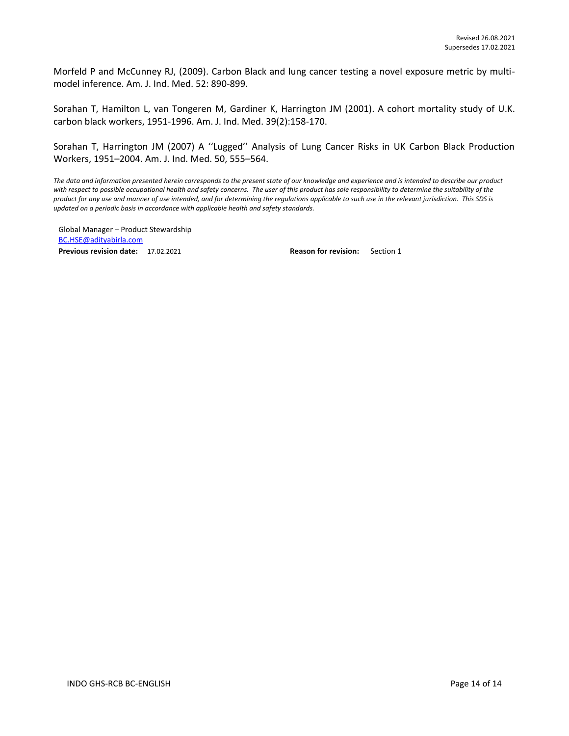Morfeld P and McCunney RJ, (2009). Carbon Black and lung cancer testing a novel exposure metric by multi-model inference. Am. J. Ind. Med. 52: 890-899.

Sorahan T, Hamilton L, van Tongeren M, Gardiner K, Harrington JM (2001). A cohort mortality study of U.K. carbon black workers, 1951-1996. Am. J. Ind. Med. 39(2):158-170.

Sorahan T, Harrington JM (2007) A ''Lugged'' Analysis of Lung Cancer Risks in UK Carbon Black Production Workers, 1951–2004. Am. J. Ind. Med. 50, 555–564.

*The data and information presented herein corresponds to the present state of our knowledge and experience and is intended to describe our product with respect to possible occupational health and safety concerns. The user of this product has sole responsibility to determine the suitability of the product for any use and manner of use intended, and for determining the regulations applicable to such use in the relevant jurisdiction. This SDS is updated on a periodic basis in accordance with applicable health and safety standards.*

---

Global Manager – Product Stewardship
BC.HSE@adityabirla.com

**Previous revision date:** 17.02.2021 **Reason for revision:** Section 1